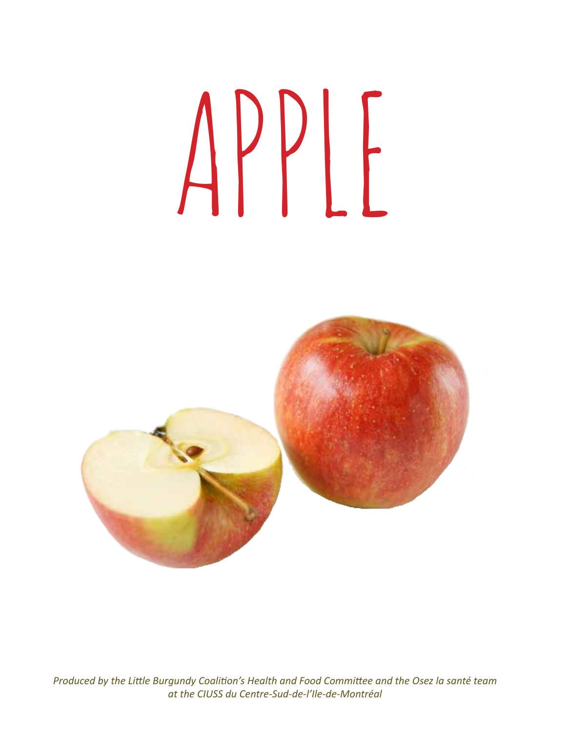# APPLE

*Produced by the Little Burgundy Coalition's Health and Food Committee and the Osez la santé team at the CIUSS du Centre-Sud-de-l'Ile-de-Montréal*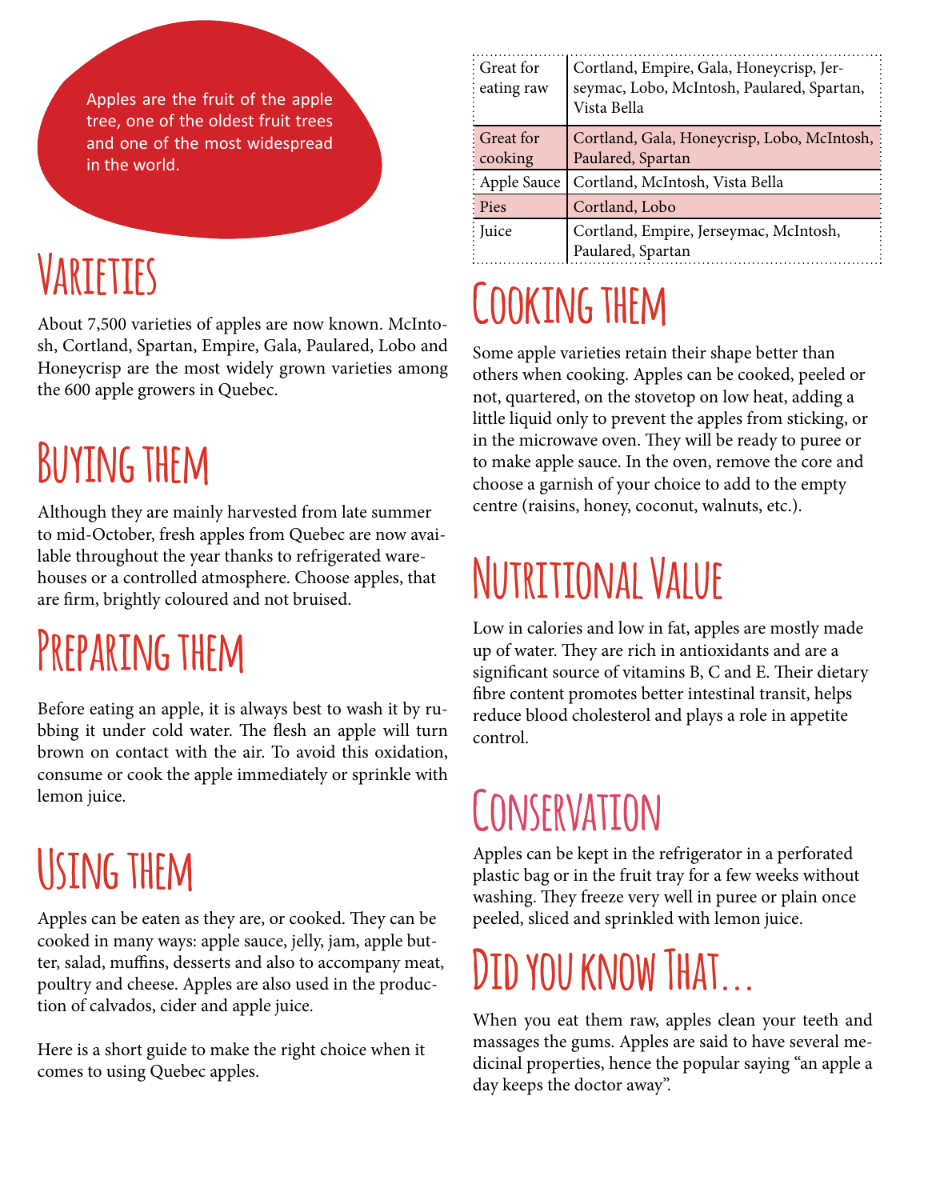Apples are the fruit of the apple tree, one of the oldest fruit trees and one of the most widespread in the world.

## Varieties

About 7,500 varieties of apples are now known. McIntosh, Cortland, Spartan, Empire, Gala, Paulared, Lobo and Honeycrisp are the most widely grown varieties among the 600 apple growers in Quebec.

## Buying them

Although they are mainly harvested from late summer to mid-October, fresh apples from Quebec are now available throughout the year thanks to refrigerated warehouses or a controlled atmosphere. Choose apples, that are firm, brightly coloured and not bruised.

## Preparing them

Before eating an apple, it is always best to wash it by rubbing it under cold water. The flesh an apple will turn brown on contact with the air. To avoid this oxidation, consume or cook the apple immediately or sprinkle with lemon juice.

## Using them

Apples can be eaten as they are, or cooked. They can be cooked in many ways: apple sauce, jelly, jam, apple butter, salad, muffins, desserts and also to accompany meat, poultry and cheese. Apples are also used in the production of calvados, cider and apple juice.

Here is a short guide to make the right choice when it comes to using Quebec apples.

| | |
|---|---|
| Great for eating raw | Cortland, Empire, Gala, Honeycrisp, Jerseymac, Lobo, McIntosh, Paulared, Spartan, Vista Bella |
| Great for cooking | Cortland, Gala, Honeycrisp, Lobo, McIntosh, Paulared, Spartan |
| Apple Sauce | Cortland, McIntosh, Vista Bella |
| Pies | Cortland, Lobo |
| Juice | Cortland, Empire, Jerseymac, McIntosh, Paulared, Spartan |

## Cooking them

Some apple varieties retain their shape better than others when cooking. Apples can be cooked, peeled or not, quartered, on the stovetop on low heat, adding a little liquid only to prevent the apples from sticking, or in the microwave oven. They will be ready to puree or to make apple sauce. In the oven, remove the core and choose a garnish of your choice to add to the empty centre (raisins, honey, coconut, walnuts, etc.).

## Nutritional Value

Low in calories and low in fat, apples are mostly made up of water. They are rich in antioxidants and are a significant source of vitamins B, C and E. Their dietary fibre content promotes better intestinal transit, helps reduce blood cholesterol and plays a role in appetite control.

## Conservation

Apples can be kept in the refrigerator in a perforated plastic bag or in the fruit tray for a few weeks without washing. They freeze very well in puree or plain once peeled, sliced and sprinkled with lemon juice.

## Did you know That...

When you eat them raw, apples clean your teeth and massages the gums. Apples are said to have several medicinal properties, hence the popular saying "an apple a day keeps the doctor away".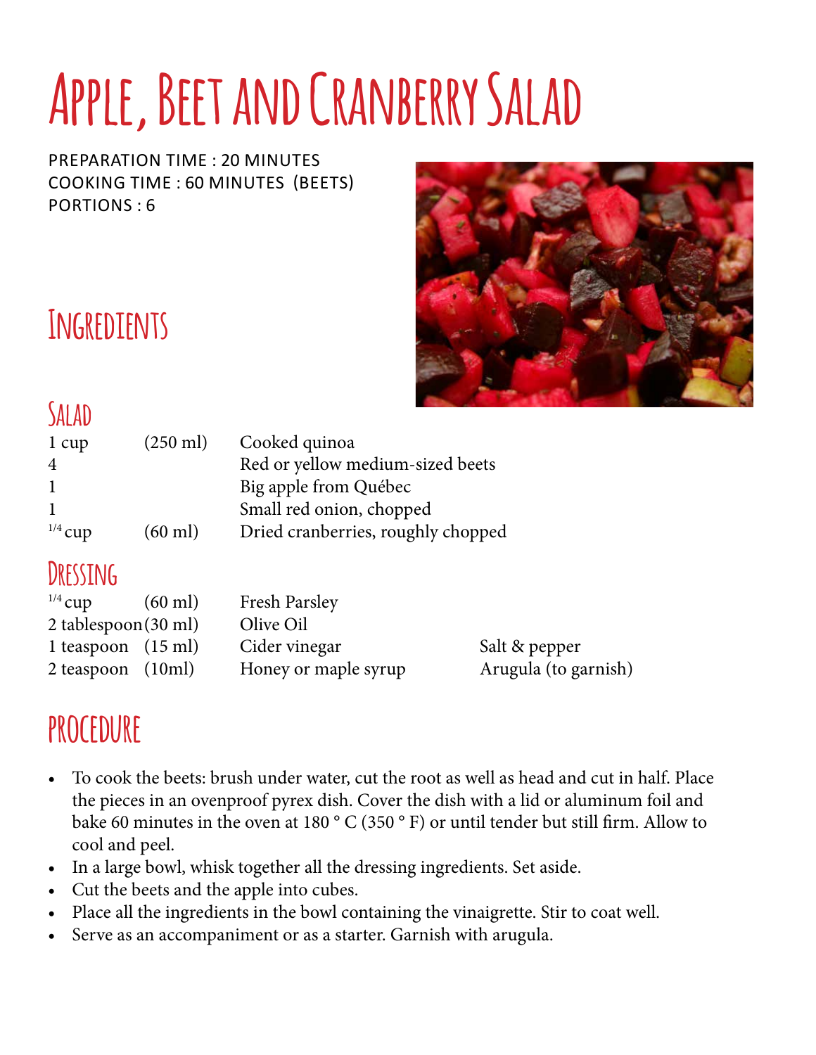# Apple, Beet and Cranberry Salad

PREPARATION TIME : 20 MINUTES
COOKING TIME : 60 MINUTES (BEETS)
PORTIONS : 6

## Ingredients

### Salad

| | | |
|---|---|---|
| 1 cup | (250 ml) | Cooked quinoa |
| 4 | | Red or yellow medium-sized beets |
| 1 | | Big apple from Québec |
| 1 | | Small red onion, chopped |
| 1/4 cup | (60 ml) | Dried cranberries, roughly chopped |

### Dressing

| | | | |
|---|---|---|---|
| 1/4 cup | (60 ml) | Fresh Parsley | |
| 2 tablespoon | (30 ml) | Olive Oil | |
| 1 teaspoon | (15 ml) | Cider vinegar | Salt & pepper |
| 2 teaspoon | (10ml) | Honey or maple syrup | Arugula (to garnish) |

## Procedure

- To cook the beets: brush under water, cut the root as well as head and cut in half. Place the pieces in an ovenproof pyrex dish. Cover the dish with a lid or aluminum foil and bake 60 minutes in the oven at 180 ° C (350 ° F) or until tender but still firm. Allow to cool and peel.
- In a large bowl, whisk together all the dressing ingredients. Set aside.
- Cut the beets and the apple into cubes.
- Place all the ingredients in the bowl containing the vinaigrette. Stir to coat well.
- Serve as an accompaniment or as a starter. Garnish with arugula.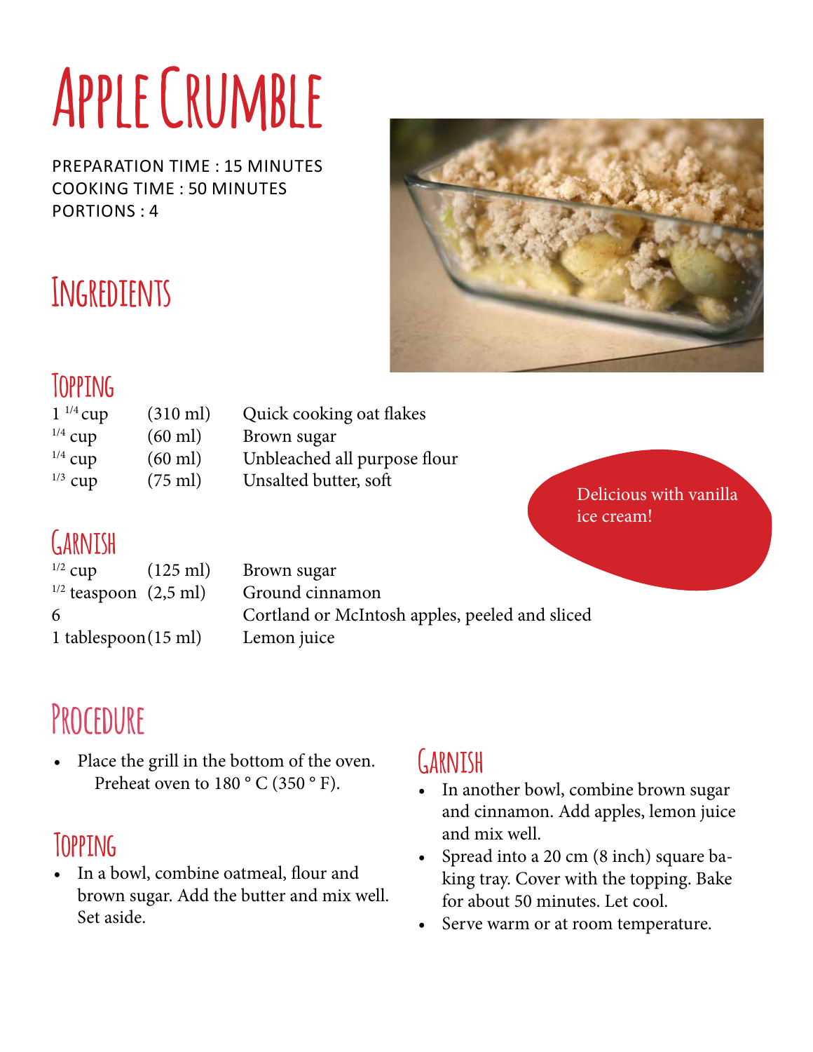# Apple Crumble

PREPARATION TIME : 15 MINUTES
COOKING TIME : 50 MINUTES
PORTIONS : 4

## Ingredients

### Topping

| | | |
|---|---|---|
| 1 1/4 cup | (310 ml) | Quick cooking oat flakes |
| 1/4 cup | (60 ml) | Brown sugar |
| 1/4 cup | (60 ml) | Unbleached all purpose flour |
| 1/3 cup | (75 ml) | Unsalted butter, soft |

Delicious with vanilla ice cream!

### Garnish

| | | |
|---|---|---|
| 1/2 cup | (125 ml) | Brown sugar |
| 1/2 teaspoon | (2,5 ml) | Ground cinnamon |
| 6 | | Cortland or McIntosh apples, peeled and sliced |
| 1 tablespoon | (15 ml) | Lemon juice |

## Procedure

- Place the grill in the bottom of the oven. Preheat oven to 180 ° C (350 ° F).

### Topping

- In a bowl, combine oatmeal, flour and brown sugar. Add the butter and mix well. Set aside.

### Garnish

- In another bowl, combine brown sugar and cinnamon. Add apples, lemon juice and mix well.
- Spread into a 20 cm (8 inch) square baking tray. Cover with the topping. Bake for about 50 minutes. Let cool.
- Serve warm or at room temperature.